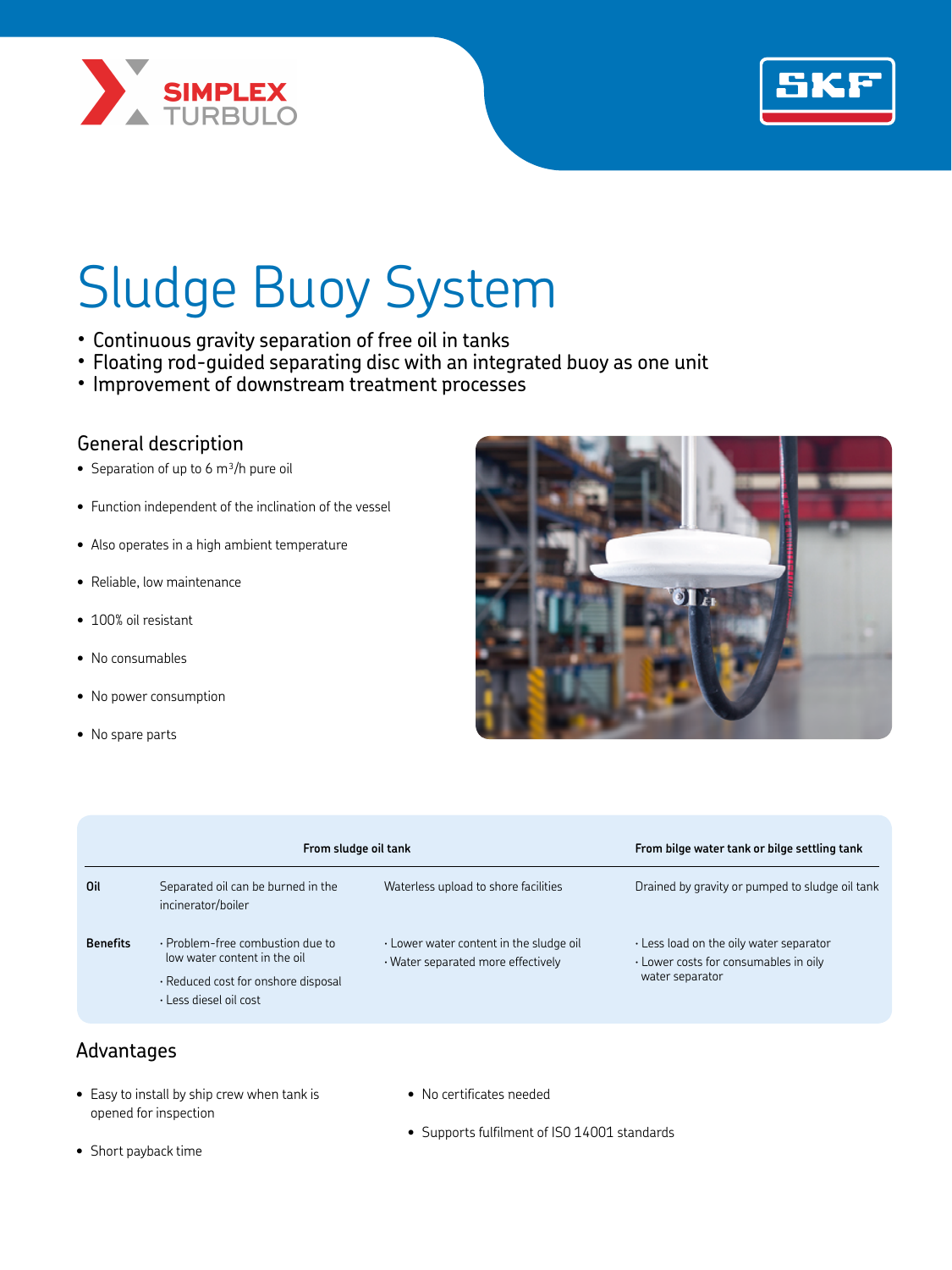# Sludge Buoy System

- Continuous gravity separation of free oil in tanks
- Floating rod-guided separating disc with an integrated buoy as one unit
- Improvement of downstream treatment processes

## General description

- Separation of up to 6 $m^3$/h pure oil
- Function independent of the inclination of the vessel
- Also operates in a high ambient temperature
- Reliable, low maintenance
- 100% oil resistant
- No consumables
- No power consumption
- No spare parts

| | From sludge oil tank | | From bilge water tank or bilge settling tank |
|---|---|---|---|
| **Oil** | Separated oil can be burned in the incinerator/boiler | Waterless upload to shore facilities | Drained by gravity or pumped to sludge oil tank |
| **Benefits** | · Problem-free combustion due to low water content in the oil<br>· Reduced cost for onshore disposal<br>· Less diesel oil cost | · Lower water content in the sludge oil<br>· Water separated more effectively | · Less load on the oily water separator<br>· Lower costs for consumables in oily water separator |

## Advantages

- Easy to install by ship crew when tank is opened for inspection
- Short payback time
- No certificates needed
- Supports fulfilment of ISO 14001 standards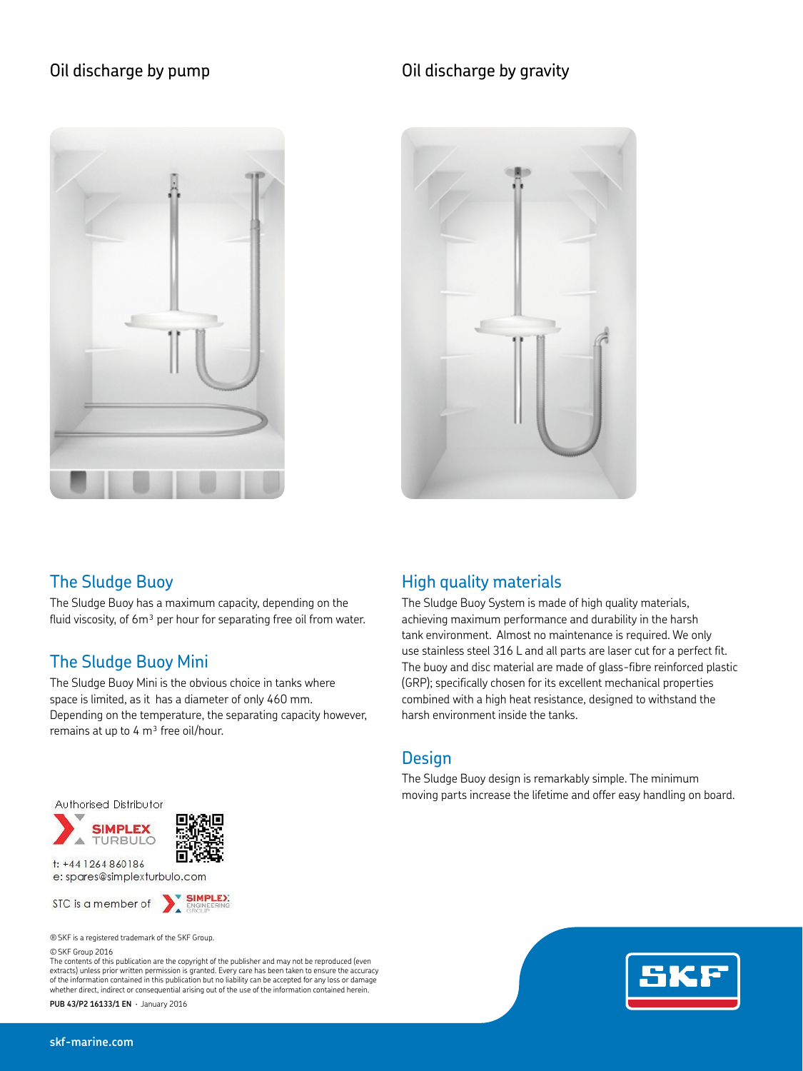Oil discharge by pump

Oil discharge by gravity

## The Sludge Buoy

The Sludge Buoy has a maximum capacity, depending on the fluid viscosity, of 6m$^3$ per hour for separating free oil from water.

## The Sludge Buoy Mini

The Sludge Buoy Mini is the obvious choice in tanks where space is limited, as it has a diameter of only 460 mm. Depending on the temperature, the separating capacity however, remains at up to 4 m$^3$ free oil/hour.

## High quality materials

The Sludge Buoy System is made of high quality materials, achieving maximum performance and durability in the harsh tank environment. Almost no maintenance is required. We only use stainless steel 316 L and all parts are laser cut for a perfect fit. The buoy and disc material are made of glass-fibre reinforced plastic (GRP); specifically chosen for its excellent mechanical properties combined with a high heat resistance, designed to withstand the harsh environment inside the tanks.

## Design

The Sludge Buoy design is remarkably simple. The minimum moving parts increase the lifetime and offer easy handling on board.

Authorised Distributor

SIMPLEX TURBULO

t: +44 1264 860186
e: spares@simplexturbulo.com

STC is a member of SIMPLEX ENGINEERING GROUP

® SKF is a registered trademark of the SKF Group.

© SKF Group 2016

The contents of this publication are the copyright of the publisher and may not be reproduced (even extracts) unless prior written permission is granted. Every care has been taken to ensure the accuracy of the information contained in this publication but no liability can be accepted for any loss or damage whether direct, indirect or consequential arising out of the use of the information contained herein.

**PUB 43/P2 16133/1 EN** · January 2016

SKF

**skf-marine.com**